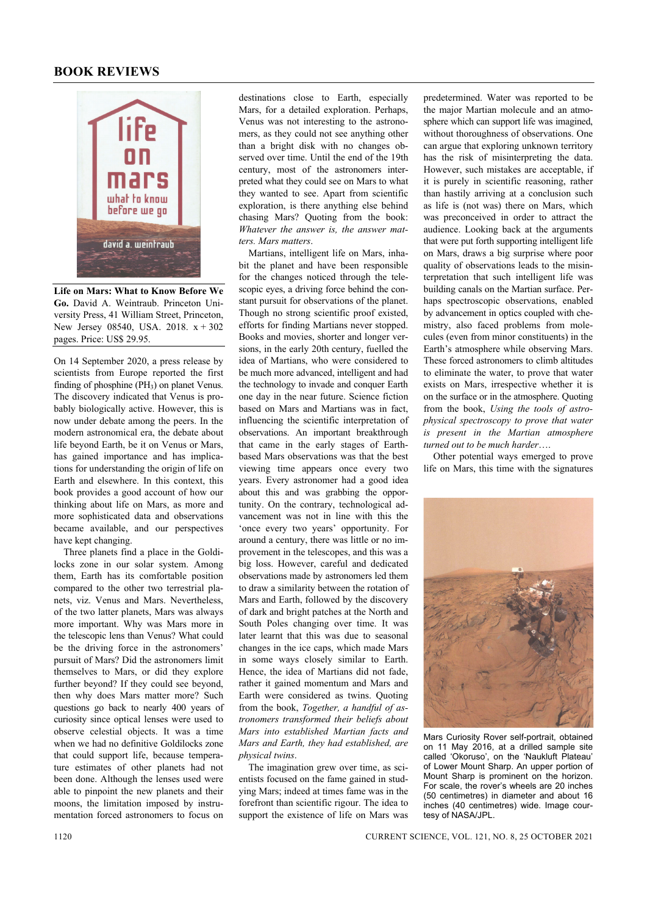# BOOK REVIEWS

**Life on Mars: What to Know Before We Go.** David A. Weintraub. Princeton University Press, 41 William Street, Princeton, New Jersey 08540, USA. 2018. x + 302 pages. Price: US$ 29.95.

On 14 September 2020, a press release by scientists from Europe reported the first finding of phosphine ($PH_3$) on planet Venus. The discovery indicated that Venus is probably biologically active. However, this is now under debate among the peers. In the modern astronomical era, the debate about life beyond Earth, be it on Venus or Mars, has gained importance and has implications for understanding the origin of life on Earth and elsewhere. In this context, this book provides a good account of how our thinking about life on Mars, as more and more sophisticated data and observations became available, and our perspectives have kept changing.

Three planets find a place in the Goldilocks zone in our solar system. Among them, Earth has its comfortable position compared to the other two terrestrial planets, viz. Venus and Mars. Nevertheless, of the two latter planets, Mars was always more important. Why was Mars more in the telescopic lens than Venus? What could be the driving force in the astronomers' pursuit of Mars? Did the astronomers limit themselves to Mars, or did they explore further beyond? If they could see beyond, then why does Mars matter more? Such questions go back to nearly 400 years of curiosity since optical lenses were used to observe celestial objects. It was a time when we had no definitive Goldilocks zone that could support life, because temperature estimates of other planets had not been done. Although the lenses used were able to pinpoint the new planets and their moons, the limitation imposed by instrumentation forced astronomers to focus on destinations close to Earth, especially Mars, for a detailed exploration. Perhaps, Venus was not interesting to the astronomers, as they could not see anything other than a bright disk with no changes observed over time. Until the end of the 19th century, most of the astronomers interpreted what they could see on Mars to what they wanted to see. Apart from scientific exploration, is there anything else behind chasing Mars? Quoting from the book: *Whatever the answer is, the answer matters. Mars matters*.

Martians, intelligent life on Mars, inhabit the planet and have been responsible for the changes noticed through the telescopic eyes, a driving force behind the constant pursuit for observations of the planet. Though no strong scientific proof existed, efforts for finding Martians never stopped. Books and movies, shorter and longer versions, in the early 20th century, fuelled the idea of Martians, who were considered to be much more advanced, intelligent and had the technology to invade and conquer Earth one day in the near future. Science fiction based on Mars and Martians was in fact, influencing the scientific interpretation of observations. An important breakthrough that came in the early stages of Earth-based Mars observations was that the best viewing time appears once every two years. Every astronomer had a good idea about this and was grabbing the opportunity. On the contrary, technological advancement was not in line with this the 'once every two years' opportunity. For around a century, there was little or no improvement in the telescopes, and this was a big loss. However, careful and dedicated observations made by astronomers led them to draw a similarity between the rotation of Mars and Earth, followed by the discovery of dark and bright patches at the North and South Poles changing over time. It was later learnt that this was due to seasonal changes in the ice caps, which made Mars in some ways closely similar to Earth. Hence, the idea of Martians did not fade, rather it gained momentum and Mars and Earth were considered as twins. Quoting from the book, *Together, a handful of astronomers transformed their beliefs about Mars into established Martian facts and Mars and Earth, they had established, are physical twins*.

The imagination grew over time, as scientists focused on the fame gained in studying Mars; indeed at times fame was in the forefront than scientific rigour. The idea to support the existence of life on Mars was predetermined. Water was reported to be the major Martian molecule and an atmosphere which can support life was imagined, without thoroughness of observations. One can argue that exploring unknown territory has the risk of misinterpreting the data. However, such mistakes are acceptable, if it is purely in scientific reasoning, rather than hastily arriving at a conclusion such as life is (not was) there on Mars, which was preconceived in order to attract the audience. Looking back at the arguments that were put forth supporting intelligent life on Mars, draws a big surprise where poor quality of observations leads to the misinterpretation that such intelligent life was building canals on the Martian surface. Perhaps spectroscopic observations, enabled by advancement in optics coupled with chemistry, also faced problems from molecules (even from minor constituents) in the Earth's atmosphere while observing Mars. These forced astronomers to climb altitudes to eliminate the water, to prove that water exists on Mars, irrespective whether it is on the surface or in the atmosphere. Quoting from the book, *Using the tools of astrophysical spectroscopy to prove that water is present in the Martian atmosphere turned out to be much harder….*

Other potential ways emerged to prove life on Mars, this time with the signatures

Mars Curiosity Rover self-portrait, obtained on 11 May 2016, at a drilled sample site called 'Okoruso', on the 'Naukluft Plateau' of Lower Mount Sharp. An upper portion of Mount Sharp is prominent on the horizon. For scale, the rover's wheels are 20 inches (50 centimetres) in diameter and about 16 inches (40 centimetres) wide. Image courtesy of NASA/JPL.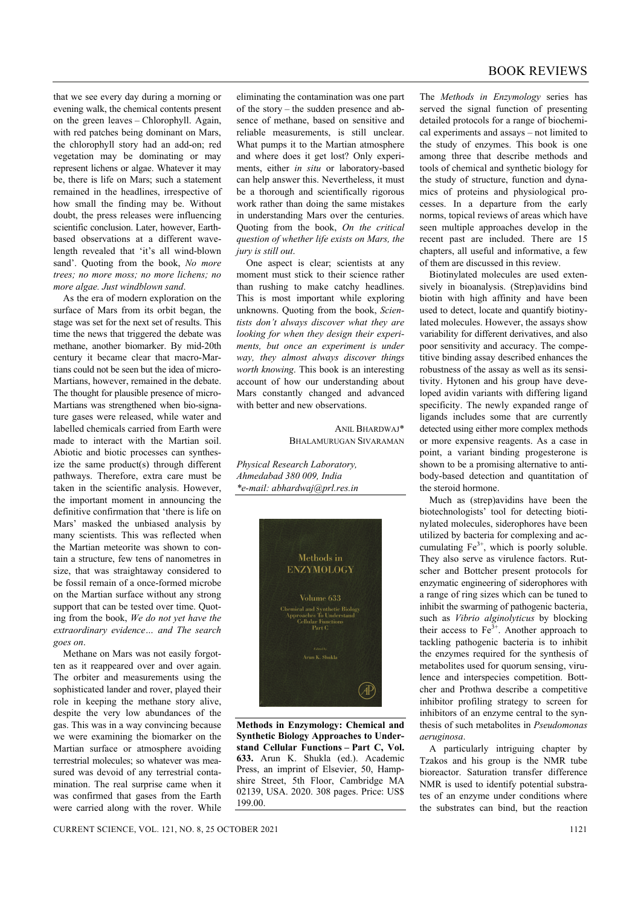that we see every day during a morning or evening walk, the chemical contents present on the green leaves – Chlorophyll. Again, with red patches being dominant on Mars, the chlorophyll story had an add-on; red vegetation may be dominating or may represent lichens or algae. Whatever it may be, there is life on Mars; such a statement remained in the headlines, irrespective of how small the finding may be. Without doubt, the press releases were influencing scientific conclusion. Later, however, Earth-based observations at a different wavelength revealed that 'it's all wind-blown sand'. Quoting from the book, *No more trees; no more moss; no more lichens; no more algae. Just windblown sand*.

As the era of modern exploration on the surface of Mars from its orbit began, the stage was set for the next set of results. This time the news that triggered the debate was methane, another biomarker. By mid-20th century it became clear that macro-Martians could not be seen but the idea of micro-Martians, however, remained in the debate. The thought for plausible presence of micro-Martians was strengthened when bio-signature gases were released, while water and labelled chemicals carried from Earth were made to interact with the Martian soil. Abiotic and biotic processes can synthesize the same product(s) through different pathways. Therefore, extra care must be taken in the scientific analysis. However, the important moment in announcing the definitive confirmation that 'there is life on Mars' masked the unbiased analysis by many scientists. This was reflected when the Martian meteorite was shown to contain a structure, few tens of nanometres in size, that was straightaway considered to be fossil remain of a once-formed microbe on the Martian surface without any strong support that can be tested over time. Quoting from the book, *We do not yet have the extraordinary evidence… and The search goes on*.

Methane on Mars was not easily forgotten as it reappeared over and over again. The orbiter and measurements using the sophisticated lander and rover, played their role in keeping the methane story alive, despite the very low abundances of the gas. This was in a way convincing because we were examining the biomarker on the Martian surface or atmosphere avoiding terrestrial molecules; so whatever was measured was devoid of any terrestrial contamination. The real surprise came when it was confirmed that gases from the Earth were carried along with the rover. While eliminating the contamination was one part of the story – the sudden presence and absence of methane, based on sensitive and reliable measurements, is still unclear. What pumps it to the Martian atmosphere and where does it get lost? Only experiments, either *in situ* or laboratory-based can help answer this. Nevertheless, it must be a thorough and scientifically rigorous work rather than doing the same mistakes in understanding Mars over the centuries. Quoting from the book, *On the critical question of whether life exists on Mars, the jury is still out*.

One aspect is clear; scientists at any moment must stick to their science rather than rushing to make catchy headlines. This is most important while exploring unknowns. Quoting from the book, *Scientists don't always discover what they are looking for when they design their experiments, but once an experiment is under way, they almost always discover things worth knowing*. This book is an interesting account of how our understanding about Mars constantly changed and advanced with better and new observations.

ANIL BHARDWAJ*
BHALAMURUGAN SIVARAMAN

*Physical Research Laboratory,*
*Ahmedabad 380 009, India*
*\*e-mail: abhardwaj@prl.res.in*

**Methods in Enzymology: Chemical and Synthetic Biology Approaches to Understand Cellular Functions – Part C, Vol. 633.** Arun K. Shukla (ed.). Academic Press, an imprint of Elsevier, 50, Hampshire Street, 5th Floor, Cambridge MA 02139, USA. 2020. 308 pages. Price: US$ 199.00.

The *Methods in Enzymology* series has served the signal function of presenting detailed protocols for a range of biochemical experiments and assays – not limited to the study of enzymes. This book is one among three that describe methods and tools of chemical and synthetic biology for the study of structure, function and dynamics of proteins and physiological processes. In a departure from the early norms, topical reviews of areas which have seen multiple approaches develop in the recent past are included. There are 15 chapters, all useful and informative, a few of them are discussed in this review.

Biotinylated molecules are used extensively in bioanalysis. (Strep)avidins bind biotin with high affinity and have been used to detect, locate and quantify biotinylated molecules. However, the assays show variability for different derivatives, and also poor sensitivity and accuracy. The competitive binding assay described enhances the robustness of the assay as well as its sensitivity. Hytonen and his group have developed avidin variants with differing ligand specificity. The newly expanded range of ligands includes some that are currently detected using either more complex methods or more expensive reagents. As a case in point, a variant binding progesterone is shown to be a promising alternative to antibody-based detection and quantitation of the steroid hormone.

Much as (strep)avidins have been the biotechnologists' tool for detecting biotinylated molecules, siderophores have been utilized by bacteria for complexing and accumulating $Fe^{3+}$, which is poorly soluble. They also serve as virulence factors. Rutscher and Bottcher present protocols for enzymatic engineering of siderophores with a range of ring sizes which can be tuned to inhibit the swarming of pathogenic bacteria, such as *Vibrio alginolyticus* by blocking their access to $Fe^{3+}$. Another approach to tackling pathogenic bacteria is to inhibit the enzymes required for the synthesis of metabolites used for quorum sensing, virulence and interspecies competition. Bottcher and Prothwa describe a competitive inhibitor profiling strategy to screen for inhibitors of an enzyme central to the synthesis of such metabolites in *Pseudomonas aeruginosa*.

A particularly intriguing chapter by Tzakos and his group is the NMR tube bioreactor. Saturation transfer difference NMR is used to identify potential substrates of an enzyme under conditions where the substrates can bind, but the reaction